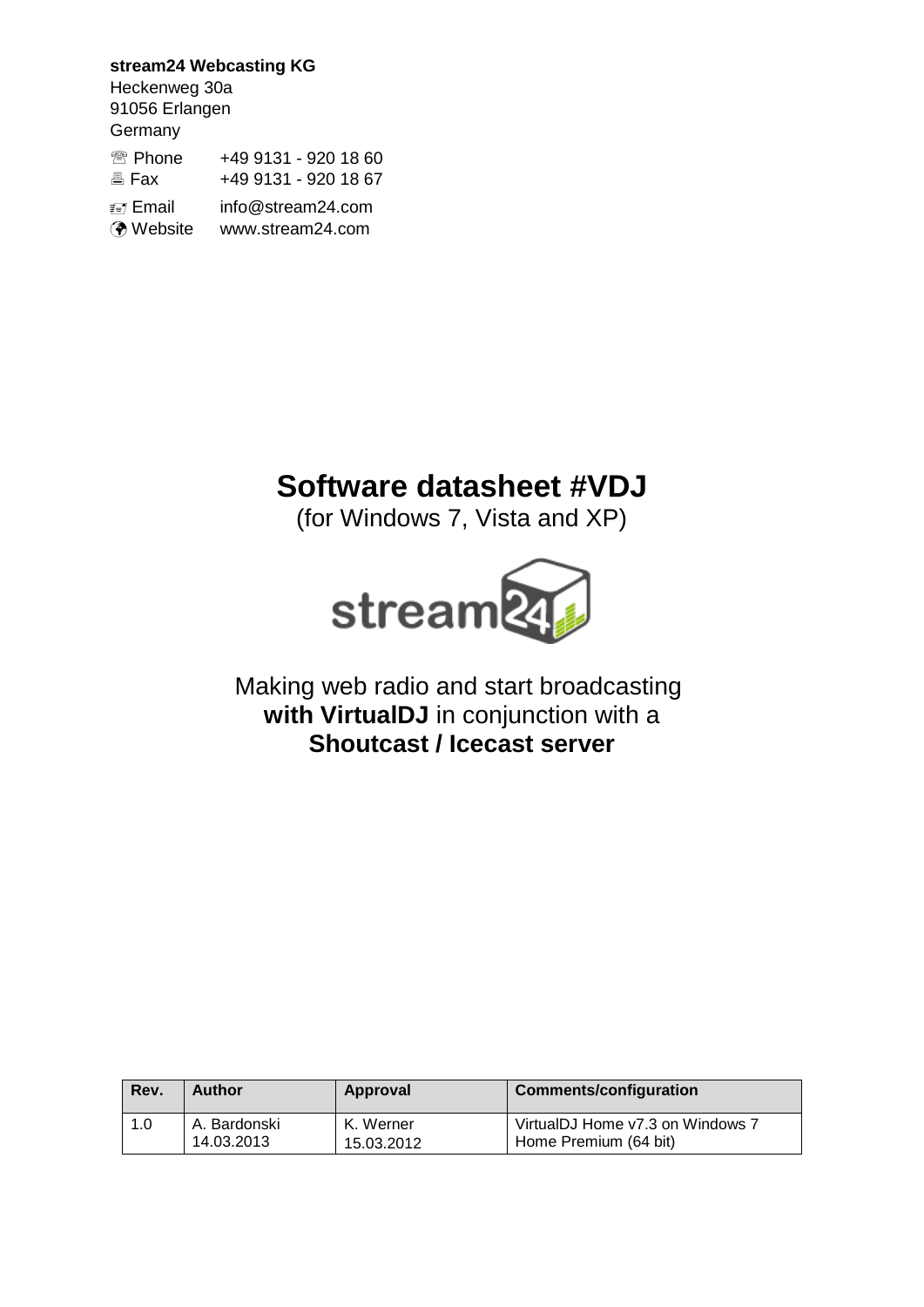**stream24 Webcasting KG**
Heckenweg 30a
91056 Erlangen
Germany

☏ Phone +49 9131 - 920 18 60
🖷 Fax +49 9131 - 920 18 67

Email info@stream24.com
Website www.stream24.com

# Software datasheet #VDJ

(for Windows 7, Vista and XP)

Making web radio and start broadcasting **with VirtualDJ** in conjunction with a **Shoutcast / Icecast server**

| Rev. | Author | Approval | Comments/configuration |
| --- | --- | --- | --- |
| 1.0 | A. Bardonski 14.03.2013 | K. Werner 15.03.2012 | VirtualDJ Home v7.3 on Windows 7 Home Premium (64 bit) |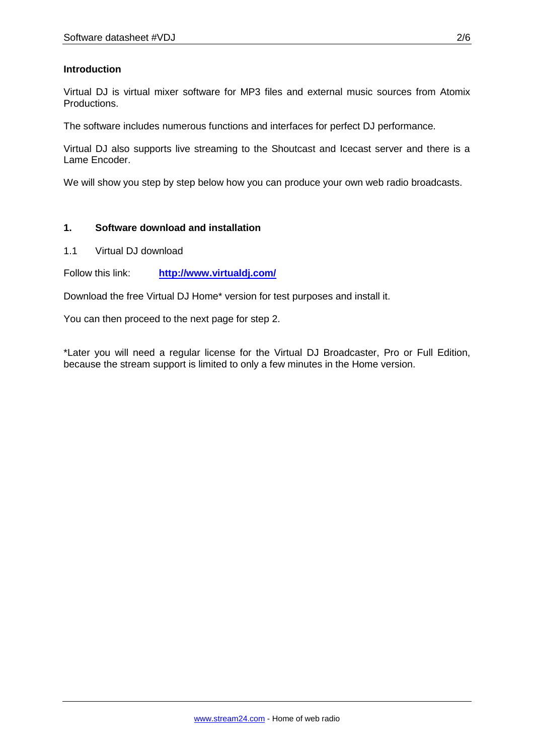## Introduction

Virtual DJ is virtual mixer software for MP3 files and external music sources from Atomix Productions.

The software includes numerous functions and interfaces for perfect DJ performance.

Virtual DJ also supports live streaming to the Shoutcast and Icecast server and there is a Lame Encoder.

We will show you step by step below how you can produce your own web radio broadcasts.

## 1. Software download and installation

### 1.1 Virtual DJ download

Follow this link: **http://www.virtualdj.com/**

Download the free Virtual DJ Home* version for test purposes and install it.

You can then proceed to the next page for step 2.

*Later you will need a regular license for the Virtual DJ Broadcaster, Pro or Full Edition, because the stream support is limited to only a few minutes in the Home version.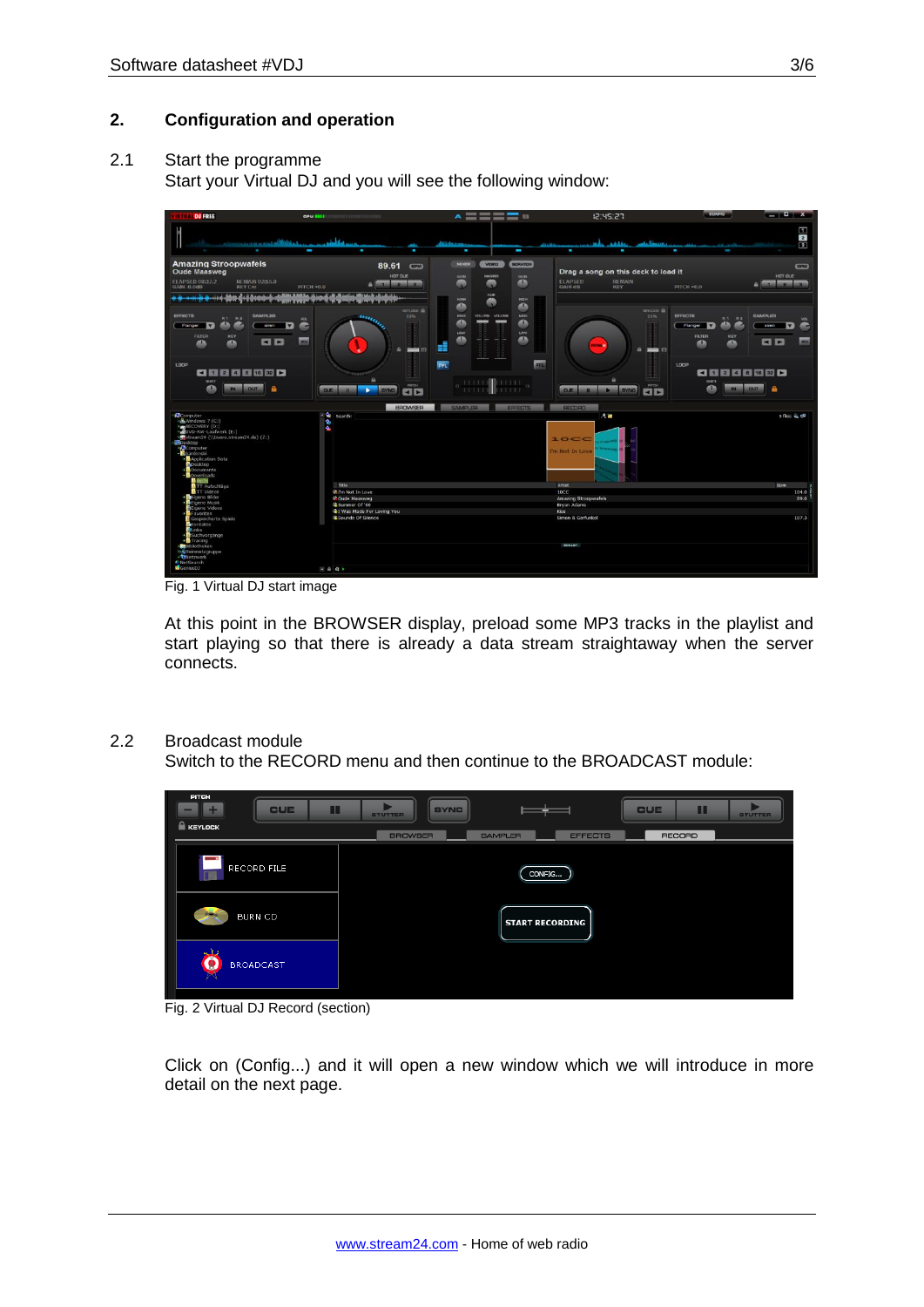## 2. Configuration and operation

### 2.1 Start the programme

Start your Virtual DJ and you will see the following window:

Fig. 1 Virtual DJ start image

At this point in the BROWSER display, preload some MP3 tracks in the playlist and start playing so that there is already a data stream straightaway when the server connects.

### 2.2 Broadcast module

Switch to the RECORD menu and then continue to the BROADCAST module:

Fig. 2 Virtual DJ Record (section)

Click on (Config...) and it will open a new window which we will introduce in more detail on the next page.

www.stream24.com - Home of web radio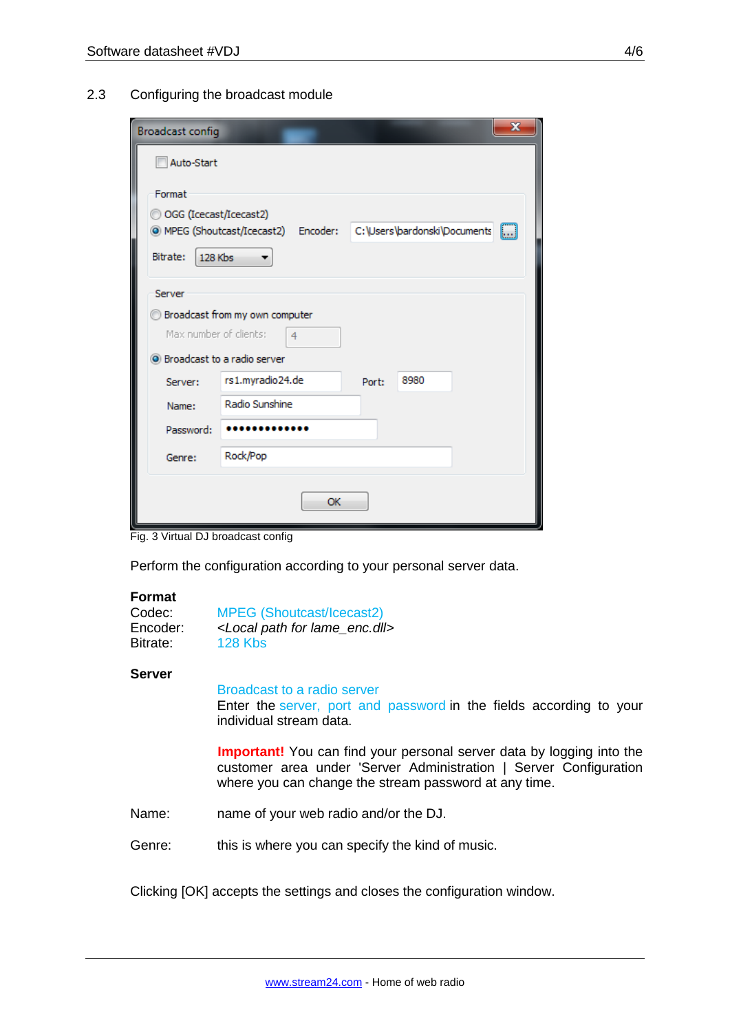## 2.3 Configuring the broadcast module

Fig. 3 Virtual DJ broadcast config

Perform the configuration according to your personal server data.

**Format**

Codec: MPEG (Shoutcast/Icecast2)
Encoder: *<Local path for lame_enc.dll>*
Bitrate: 128 Kbs

**Server**

Broadcast to a radio server
Enter the server, port and password in the fields according to your individual stream data.

**Important!** You can find your personal server data by logging into the customer area under 'Server Administration | Server Configuration where you can change the stream password at any time.

Name: name of your web radio and/or the DJ.

Genre: this is where you can specify the kind of music.

Clicking [OK] accepts the settings and closes the configuration window.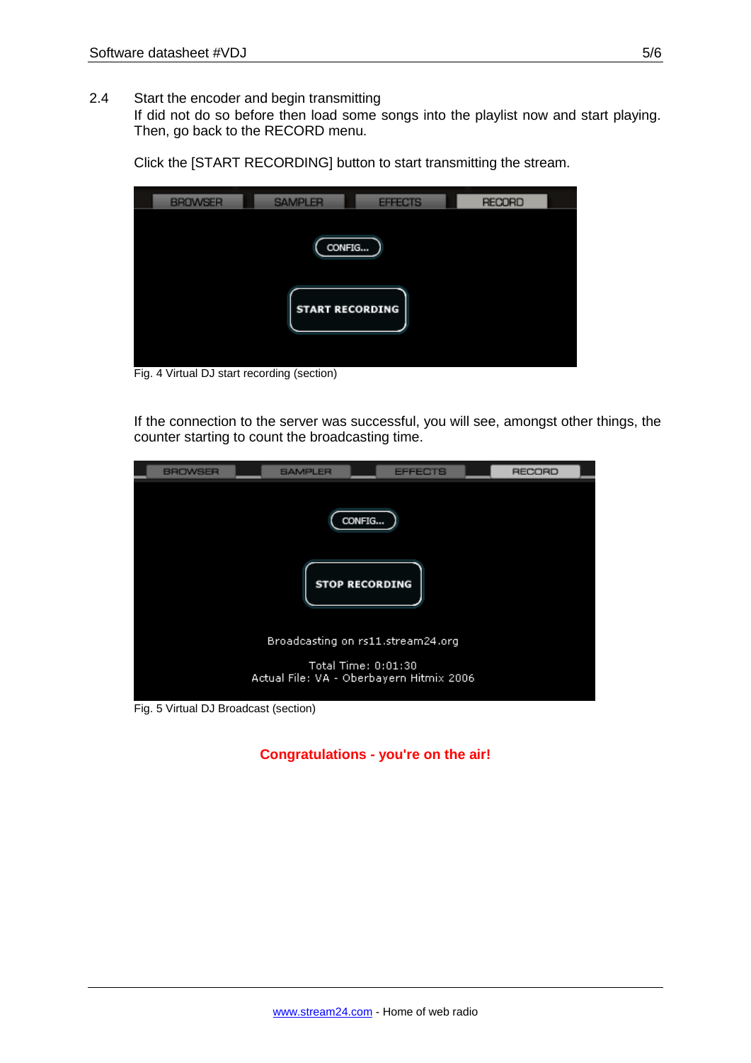## 2.4 Start the encoder and begin transmitting

If did not do so before then load some songs into the playlist now and start playing. Then, go back to the RECORD menu.

Click the [START RECORDING] button to start transmitting the stream.

Fig. 4 Virtual DJ start recording (section)

If the connection to the server was successful, you will see, amongst other things, the counter starting to count the broadcasting time.

Fig. 5 Virtual DJ Broadcast (section)

**Congratulations - you're on the air!**

www.stream24.com - Home of web radio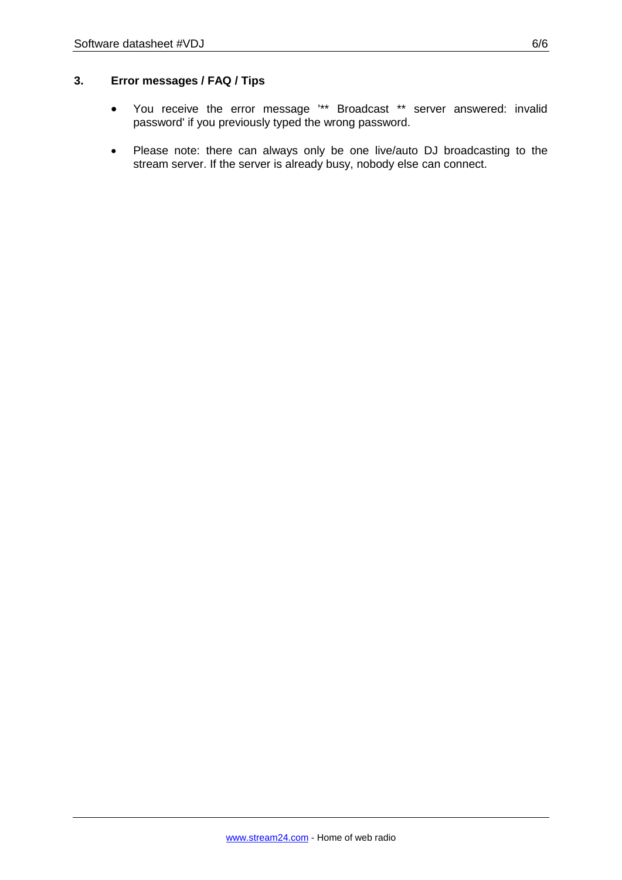## 3. Error messages / FAQ / Tips

- You receive the error message '** Broadcast ** server answered: invalid password' if you previously typed the wrong password.

- Please note: there can always only be one live/auto DJ broadcasting to the stream server. If the server is already busy, nobody else can connect.